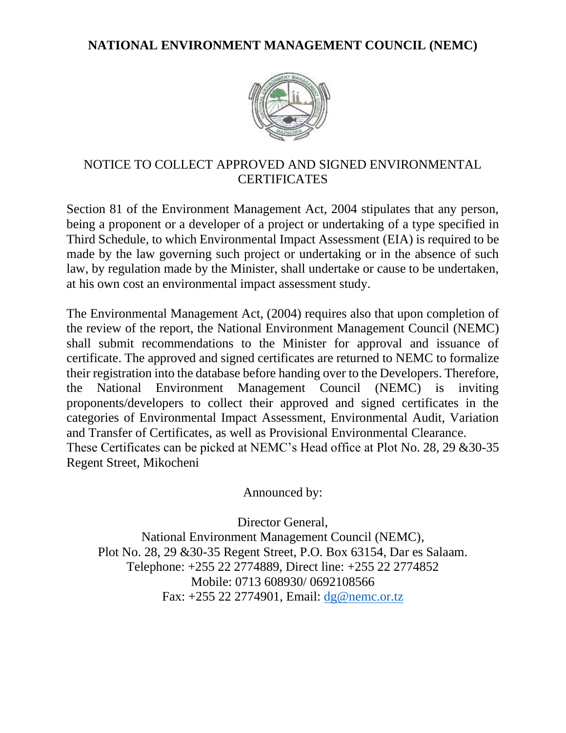# NATIONAL ENVIRONMENT MANAGEMENT COUNCIL (NEMC)

## NOTICE TO COLLECT APPROVED AND SIGNED ENVIRONMENTAL CERTIFICATES

Section 81 of the Environment Management Act, 2004 stipulates that any person, being a proponent or a developer of a project or undertaking of a type specified in Third Schedule, to which Environmental Impact Assessment (EIA) is required to be made by the law governing such project or undertaking or in the absence of such law, by regulation made by the Minister, shall undertake or cause to be undertaken, at his own cost an environmental impact assessment study.

The Environmental Management Act, (2004) requires also that upon completion of the review of the report, the National Environment Management Council (NEMC) shall submit recommendations to the Minister for approval and issuance of certificate. The approved and signed certificates are returned to NEMC to formalize their registration into the database before handing over to the Developers. Therefore, the National Environment Management Council (NEMC) is inviting proponents/developers to collect their approved and signed certificates in the categories of Environmental Impact Assessment, Environmental Audit, Variation and Transfer of Certificates, as well as Provisional Environmental Clearance.
These Certificates can be picked at NEMC's Head office at Plot No. 28, 29 &30-35 Regent Street, Mikocheni

Announced by:

Director General,
National Environment Management Council (NEMC),
Plot No. 28, 29 &30-35 Regent Street, P.O. Box 63154, Dar es Salaam.
Telephone: +255 22 2774889, Direct line: +255 22 2774852
Mobile: 0713 608930/ 0692108566
Fax: +255 22 2774901, Email: dg@nemc.or.tz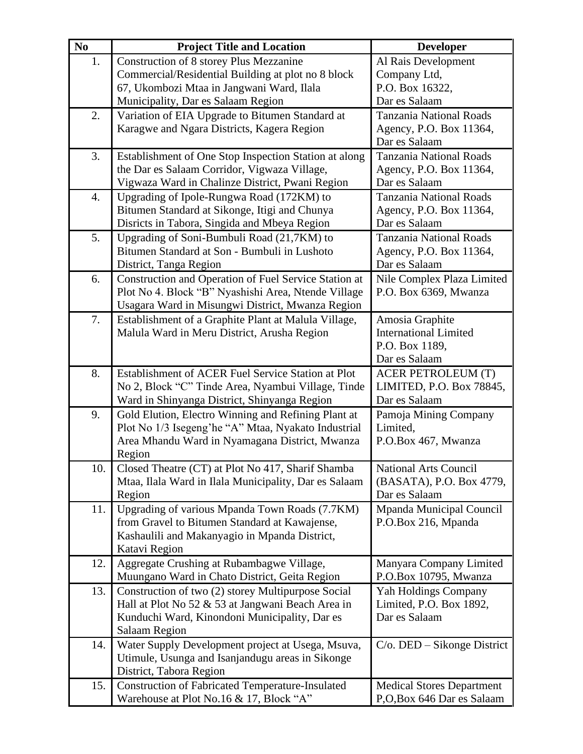| No | Project Title and Location | Developer |
|---|---|---|
| 1. | Construction of 8 storey Plus Mezzanine Commercial/Residential Building at plot no 8 block 67, Ukombozi Mtaa in Jangwani Ward, Ilala Municipality, Dar es Salaam Region | Al Rais Development Company Ltd, P.O. Box 16322, Dar es Salaam |
| 2. | Variation of EIA Upgrade to Bitumen Standard at Karagwe and Ngara Districts, Kagera Region | Tanzania National Roads Agency, P.O. Box 11364, Dar es Salaam |
| 3. | Establishment of One Stop Inspection Station at along the Dar es Salaam Corridor, Vigwaza Village, Vigwaza Ward in Chalinze District, Pwani Region | Tanzania National Roads Agency, P.O. Box 11364, Dar es Salaam |
| 4. | Upgrading of Ipole-Rungwa Road (172KM) to Bitumen Standard at Sikonge, Itigi and Chunya Disricts in Tabora, Singida and Mbeya Region | Tanzania National Roads Agency, P.O. Box 11364, Dar es Salaam |
| 5. | Upgrading of Soni-Bumbuli Road (21,7KM) to Bitumen Standard at Son - Bumbuli in Lushoto District, Tanga Region | Tanzania National Roads Agency, P.O. Box 11364, Dar es Salaam |
| 6. | Construction and Operation of Fuel Service Station at Plot No 4. Block "B" Nyashishi Area, Ntende Village Usagara Ward in Misungwi District, Mwanza Region | Nile Complex Plaza Limited P.O. Box 6369, Mwanza |
| 7. | Establishment of a Graphite Plant at Malula Village, Malula Ward in Meru District, Arusha Region | Amosia Graphite International Limited P.O. Box 1189, Dar es Salaam |
| 8. | Establishment of ACER Fuel Service Station at Plot No 2, Block "C" Tinde Area, Nyambui Village, Tinde Ward in Shinyanga District, Shinyanga Region | ACER PETROLEUM (T) LIMITED, P.O. Box 78845, Dar es Salaam |
| 9. | Gold Elution, Electro Winning and Refining Plant at Plot No 1/3 Isegeng'he "A" Mtaa, Nyakato Industrial Area Mhandu Ward in Nyamagana District, Mwanza Region | Pamoja Mining Company Limited, P.O.Box 467, Mwanza |
| 10. | Closed Theatre (CT) at Plot No 417, Sharif Shamba Mtaa, Ilala Ward in Ilala Municipality, Dar es Salaam Region | National Arts Council (BASATA), P.O. Box 4779, Dar es Salaam |
| 11. | Upgrading of various Mpanda Town Roads (7.7KM) from Gravel to Bitumen Standard at Kawajense, Kashaulili and Makanyagio in Mpanda District, Katavi Region | Mpanda Municipal Council P.O.Box 216, Mpanda |
| 12. | Aggregate Crushing at Rubambagwe Village, Muungano Ward in Chato District, Geita Region | Manyara Company Limited P.O.Box 10795, Mwanza |
| 13. | Construction of two (2) storey Multipurpose Social Hall at Plot No 52 & 53 at Jangwani Beach Area in Kunduchi Ward, Kinondoni Municipality, Dar es Salaam Region | Yah Holdings Company Limited, P.O. Box 1892, Dar es Salaam |
| 14. | Water Supply Development project at Usega, Msuva, Utimule, Usunga and Isanjandugu areas in Sikonge District, Tabora Region | C/o. DED – Sikonge District |
| 15. | Construction of Fabricated Temperature-Insulated Warehouse at Plot No.16 & 17, Block "A" | Medical Stores Department P,O,Box 646 Dar es Salaam |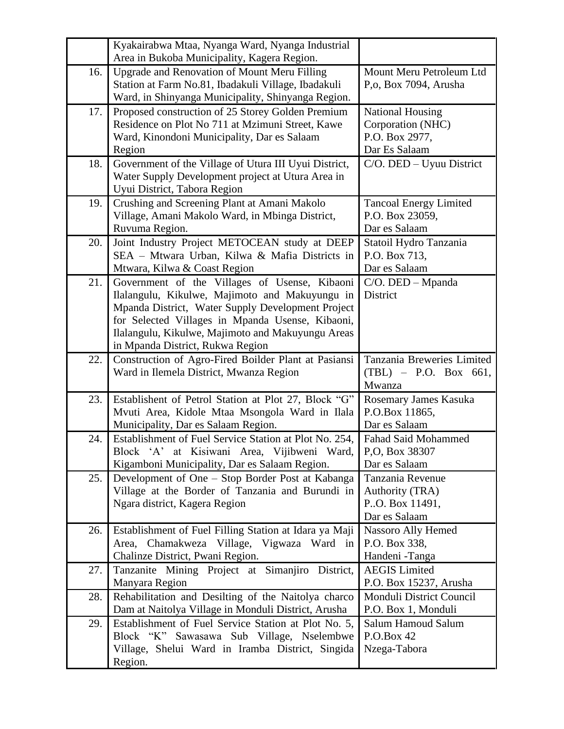| | | |
|---|---|---|
| | Kyakairabwa Mtaa, Nyanga Ward, Nyanga Industrial Area in Bukoba Municipality, Kagera Region. | |
| 16. | Upgrade and Renovation of Mount Meru Filling Station at Farm No.81, Ibadakuli Village, Ibadakuli Ward, in Shinyanga Municipality, Shinyanga Region. | Mount Meru Petroleum Ltd P,o, Box 7094, Arusha |
| 17. | Proposed construction of 25 Storey Golden Premium Residence on Plot No 711 at Mzimuni Street, Kawe Ward, Kinondoni Municipality, Dar es Salaam Region | National Housing Corporation (NHC) P.O. Box 2977, Dar Es Salaam |
| 18. | Government of the Village of Utura III Uyui District, Water Supply Development project at Utura Area in Uyui District, Tabora Region | C/O. DED – Uyuu District |
| 19. | Crushing and Screening Plant at Amani Makolo Village, Amani Makolo Ward, in Mbinga District, Ruvuma Region. | Tancoal Energy Limited P.O. Box 23059, Dar es Salaam |
| 20. | Joint Industry Project METOCEAN study at DEEP SEA – Mtwara Urban, Kilwa & Mafia Districts in Mtwara, Kilwa & Coast Region | Statoil Hydro Tanzania P.O. Box 713, Dar es Salaam |
| 21. | Government of the Villages of Usense, Kibaoni Ilalangulu, Kikulwe, Majimoto and Makuyungu in Mpanda District, Water Supply Development Project for Selected Villages in Mpanda Usense, Kibaoni, Ilalangulu, Kikulwe, Majimoto and Makuyungu Areas in Mpanda District, Rukwa Region | C/O. DED – Mpanda District |
| 22. | Construction of Agro-Fired Boilder Plant at Pasiansi Ward in Ilemela District, Mwanza Region | Tanzania Breweries Limited (TBL) – P.O. Box 661, Mwanza |
| 23. | Establishent of Petrol Station at Plot 27, Block "G" Mvuti Area, Kidole Mtaa Msongola Ward in Ilala Municipality, Dar es Salaam Region. | Rosemary James Kasuka P.O.Box 11865, Dar es Salaam |
| 24. | Establishment of Fuel Service Station at Plot No. 254, Block 'A' at Kisiwani Area, Vijibweni Ward, Kigamboni Municipality, Dar es Salaam Region. | Fahad Said Mohammed P,O, Box 38307 Dar es Salaam |
| 25. | Development of One – Stop Border Post at Kabanga Village at the Border of Tanzania and Burundi in Ngara district, Kagera Region | Tanzania Revenue Authority (TRA) P..O. Box 11491, Dar es Salaam |
| 26. | Establishment of Fuel Filling Station at Idara ya Maji Area, Chamakweza Village, Vigwaza Ward in Chalinze District, Pwani Region. | Nassoro Ally Hemed P.O. Box 338, Handeni -Tanga |
| 27. | Tanzanite Mining Project at Simanjiro District, Manyara Region | AEGIS Limited P.O. Box 15237, Arusha |
| 28. | Rehabilitation and Desilting of the Naitolya charco Dam at Naitolya Village in Monduli District, Arusha | Monduli District Council P.O. Box 1, Monduli |
| 29. | Establishment of Fuel Service Station at Plot No. 5, Block "K" Sawasawa Sub Village, Nselembwe Village, Shelui Ward in Iramba District, Singida Region. | Salum Hamoud Salum P.O.Box 42 Nzega-Tabora |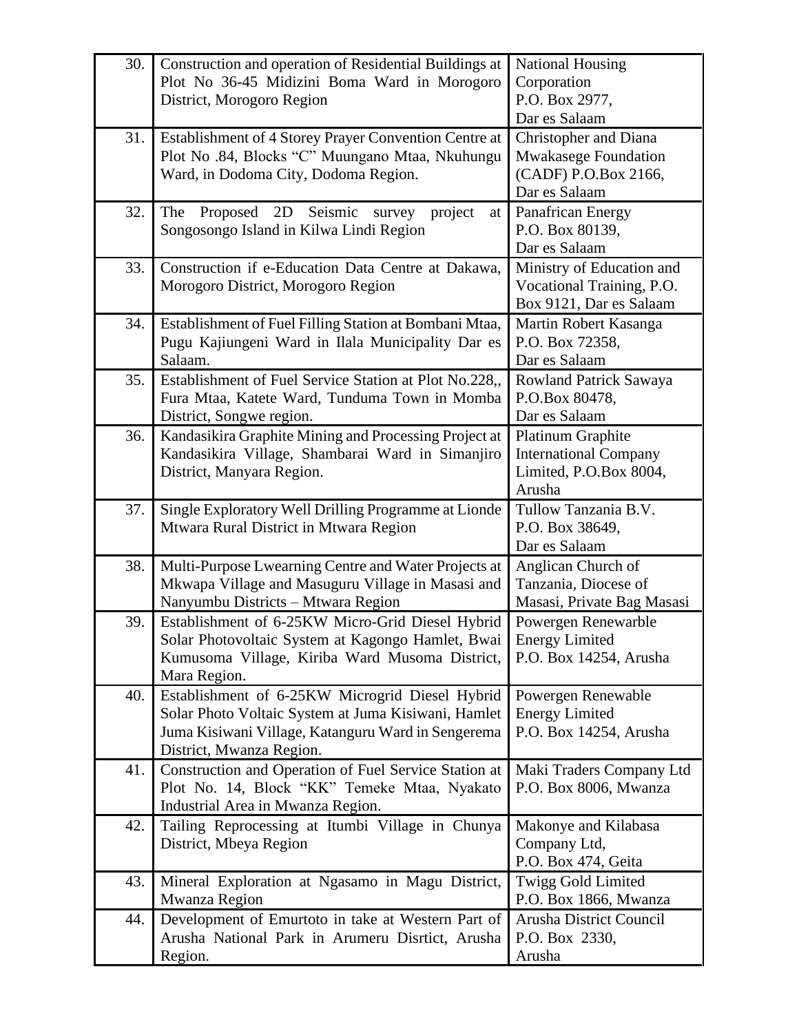| 30. | Construction and operation of Residential Buildings at Plot No 36-45 Midizini Boma Ward in Morogoro District, Morogoro Region | National Housing Corporation P.O. Box 2977, Dar es Salaam |
|---|---|---|
| 31. | Establishment of 4 Storey Prayer Convention Centre at Plot No .84, Blocks "C" Muungano Mtaa, Nkuhungu Ward, in Dodoma City, Dodoma Region. | Christopher and Diana Mwakasege Foundation (CADF) P.O.Box 2166, Dar es Salaam |
| 32. | The Proposed 2D Seismic survey project at Songosongo Island in Kilwa Lindi Region | Panafrican Energy P.O. Box 80139, Dar es Salaam |
| 33. | Construction if e-Education Data Centre at Dakawa, Morogoro District, Morogoro Region | Ministry of Education and Vocational Training, P.O. Box 9121, Dar es Salaam |
| 34. | Establishment of Fuel Filling Station at Bombani Mtaa, Pugu Kajiungeni Ward in Ilala Municipality Dar es Salaam. | Martin Robert Kasanga P.O. Box 72358, Dar es Salaam |
| 35. | Establishment of Fuel Service Station at Plot No.228,, Fura Mtaa, Katete Ward, Tunduma Town in Momba District, Songwe region. | Rowland Patrick Sawaya P.O.Box 80478, Dar es Salaam |
| 36. | Kandasikira Graphite Mining and Processing Project at Kandasikira Village, Shambarai Ward in Simanjiro District, Manyara Region. | Platinum Graphite International Company Limited, P.O.Box 8004, Arusha |
| 37. | Single Exploratory Well Drilling Programme at Lionde Mtwara Rural District in Mtwara Region | Tullow Tanzania B.V. P.O. Box 38649, Dar es Salaam |
| 38. | Multi-Purpose Lwearning Centre and Water Projects at Mkwapa Village and Masuguru Village in Masasi and Nanyumbu Districts – Mtwara Region | Anglican Church of Tanzania, Diocese of Masasi, Private Bag Masasi |
| 39. | Establishment of 6-25KW Micro-Grid Diesel Hybrid Solar Photovoltaic System at Kagongo Hamlet, Bwai Kumusoma Village, Kiriba Ward Musoma District, Mara Region. | Powergen Renewarble Energy Limited P.O. Box 14254, Arusha |
| 40. | Establishment of 6-25KW Microgrid Diesel Hybrid Solar Photo Voltaic System at Juma Kisiwani, Hamlet Juma Kisiwani Village, Katanguru Ward in Sengerema District, Mwanza Region. | Powergen Renewable Energy Limited P.O. Box 14254, Arusha |
| 41. | Construction and Operation of Fuel Service Station at Plot No. 14, Block "KK" Temeke Mtaa, Nyakato Industrial Area in Mwanza Region. | Maki Traders Company Ltd P.O. Box 8006, Mwanza |
| 42. | Tailing Reprocessing at Itumbi Village in Chunya District, Mbeya Region | Makonye and Kilabasa Company Ltd, P.O. Box 474, Geita |
| 43. | Mineral Exploration at Ngasamo in Magu District, Mwanza Region | Twigg Gold Limited P.O. Box 1866, Mwanza |
| 44. | Development of Emurtoto in take at Western Part of Arusha National Park in Arumeru Disrtict, Arusha Region. | Arusha District Council P.O. Box 2330, Arusha |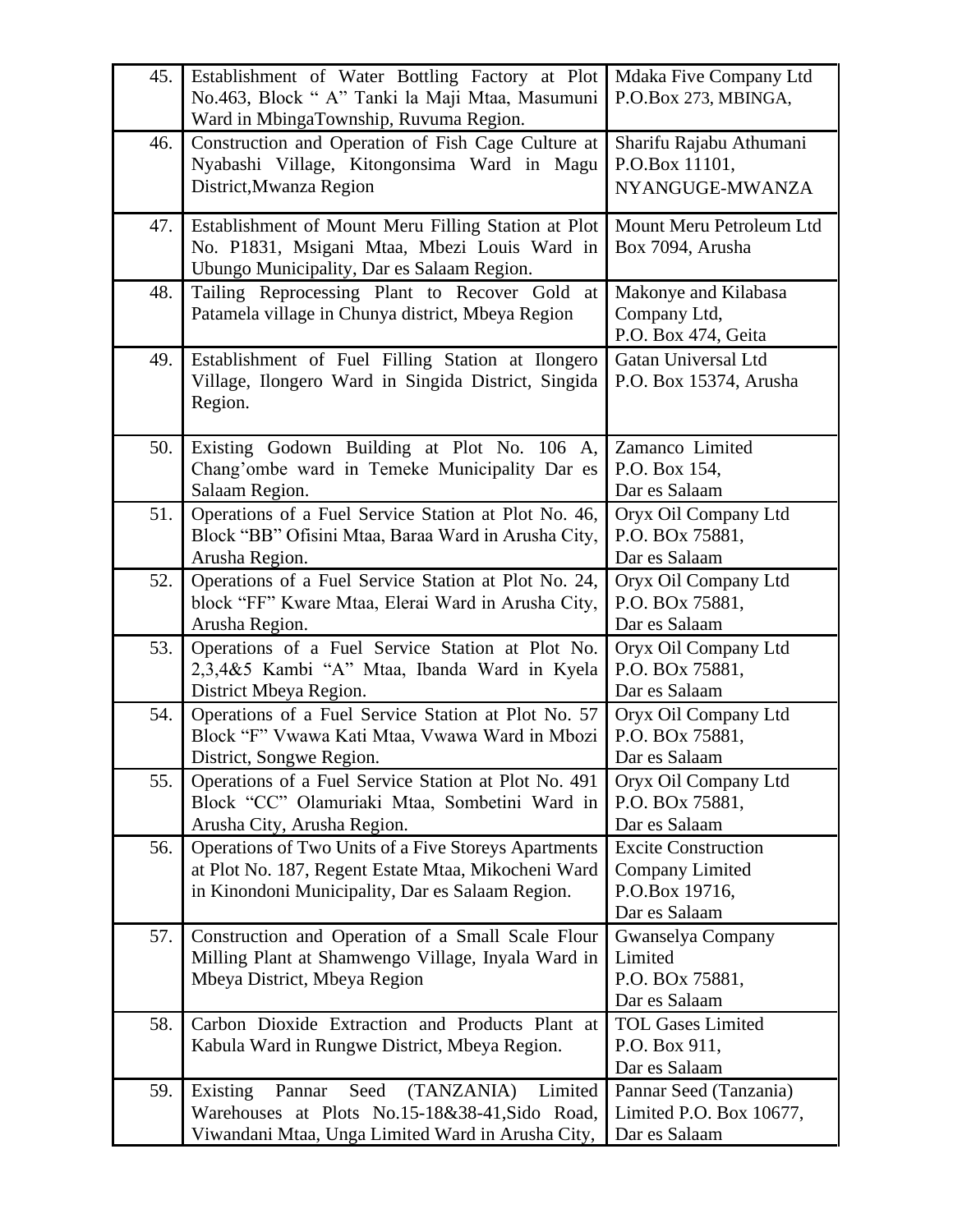| | | |
|---|---|---|
| 45. | Establishment of Water Bottling Factory at Plot No.463, Block " A" Tanki la Maji Mtaa, Masumuni Ward in MbingaTownship, Ruvuma Region. | Mdaka Five Company Ltd P.O.Box 273, MBINGA, |
| 46. | Construction and Operation of Fish Cage Culture at Nyabashi Village, Kitongonsima Ward in Magu District,Mwanza Region | Sharifu Rajabu Athumani P.O.Box 11101, NYANGUGE-MWANZA |
| 47. | Establishment of Mount Meru Filling Station at Plot No. P1831, Msigani Mtaa, Mbezi Louis Ward in Ubungo Municipality, Dar es Salaam Region. | Mount Meru Petroleum Ltd Box 7094, Arusha |
| 48. | Tailing Reprocessing Plant to Recover Gold at Patamela village in Chunya district, Mbeya Region | Makonye and Kilabasa Company Ltd, P.O. Box 474, Geita |
| 49. | Establishment of Fuel Filling Station at Ilongero Village, Ilongero Ward in Singida District, Singida Region. | Gatan Universal Ltd P.O. Box 15374, Arusha |
| 50. | Existing Godown Building at Plot No. 106 A, Chang'ombe ward in Temeke Municipality Dar es Salaam Region. | Zamanco Limited P.O. Box 154, Dar es Salaam |
| 51. | Operations of a Fuel Service Station at Plot No. 46, Block "BB" Ofisini Mtaa, Baraa Ward in Arusha City, Arusha Region. | Oryx Oil Company Ltd P.O. BOx 75881, Dar es Salaam |
| 52. | Operations of a Fuel Service Station at Plot No. 24, block "FF" Kware Mtaa, Elerai Ward in Arusha City, Arusha Region. | Oryx Oil Company Ltd P.O. BOx 75881, Dar es Salaam |
| 53. | Operations of a Fuel Service Station at Plot No. 2,3,4&5 Kambi "A" Mtaa, Ibanda Ward in Kyela District Mbeya Region. | Oryx Oil Company Ltd P.O. BOx 75881, Dar es Salaam |
| 54. | Operations of a Fuel Service Station at Plot No. 57 Block "F" Vwawa Kati Mtaa, Vwawa Ward in Mbozi District, Songwe Region. | Oryx Oil Company Ltd P.O. BOx 75881, Dar es Salaam |
| 55. | Operations of a Fuel Service Station at Plot No. 491 Block "CC" Olamuriaki Mtaa, Sombetini Ward in Arusha City, Arusha Region. | Oryx Oil Company Ltd P.O. BOx 75881, Dar es Salaam |
| 56. | Operations of Two Units of a Five Storeys Apartments at Plot No. 187, Regent Estate Mtaa, Mikocheni Ward in Kinondoni Municipality, Dar es Salaam Region. | Excite Construction Company Limited P.O.Box 19716, Dar es Salaam |
| 57. | Construction and Operation of a Small Scale Flour Milling Plant at Shamwengo Village, Inyala Ward in Mbeya District, Mbeya Region | Gwanselya Company Limited P.O. BOx 75881, Dar es Salaam |
| 58. | Carbon Dioxide Extraction and Products Plant at Kabula Ward in Rungwe District, Mbeya Region. | TOL Gases Limited P.O. Box 911, Dar es Salaam |
| 59. | Existing Pannar Seed (TANZANIA) Limited Warehouses at Plots No.15-18&38-41,Sido Road, Viwandani Mtaa, Unga Limited Ward in Arusha City, | Pannar Seed (Tanzania) Limited P.O. Box 10677, Dar es Salaam |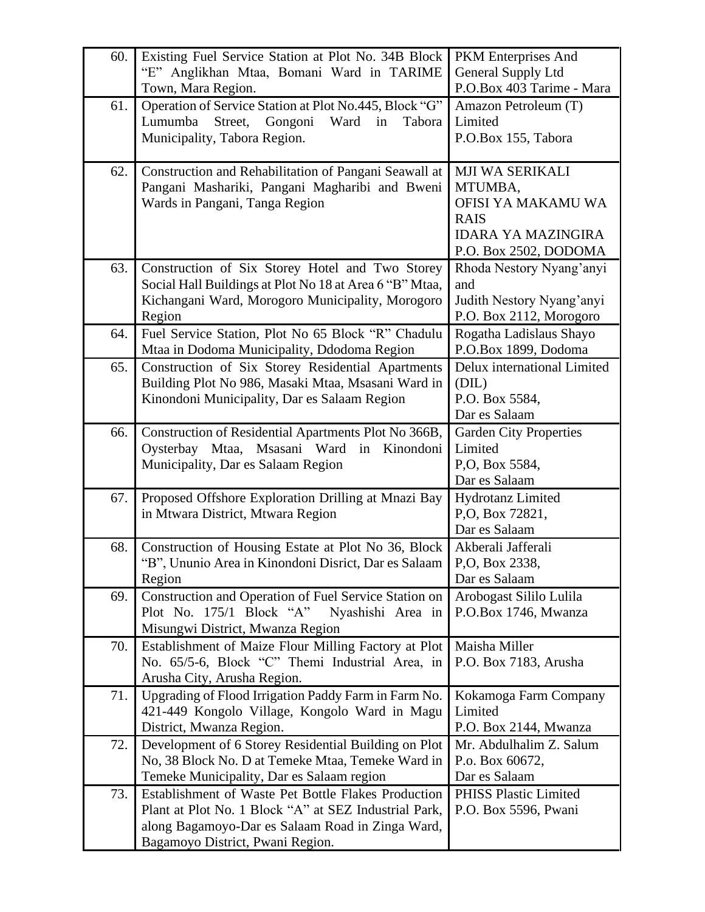| 60. | Existing Fuel Service Station at Plot No. 34B Block "E" Anglikhan Mtaa, Bomani Ward in TARIME Town, Mara Region. | PKM Enterprises And General Supply Ltd P.O.Box 403 Tarime - Mara |
|---|---|---|
| 61. | Operation of Service Station at Plot No.445, Block "G" Lumumba Street, Gongoni Ward in Tabora Municipality, Tabora Region. | Amazon Petroleum (T) Limited P.O.Box 155, Tabora |
| 62. | Construction and Rehabilitation of Pangani Seawall at Pangani Mashariki, Pangani Magharibi and Bweni Wards in Pangani, Tanga Region | MJI WA SERIKALI MTUMBA, OFISI YA MAKAMU WA RAIS IDARA YA MAZINGIRA P.O. Box 2502, DODOMA |
| 63. | Construction of Six Storey Hotel and Two Storey Social Hall Buildings at Plot No 18 at Area 6 "B" Mtaa, Kichangani Ward, Morogoro Municipality, Morogoro Region | Rhoda Nestory Nyang'anyi and Judith Nestory Nyang'anyi P.O. Box 2112, Morogoro |
| 64. | Fuel Service Station, Plot No 65 Block "R" Chadulu Mtaa in Dodoma Municipality, Ddodoma Region | Rogatha Ladislaus Shayo P.O.Box 1899, Dodoma |
| 65. | Construction of Six Storey Residential Apartments Building Plot No 986, Masaki Mtaa, Msasani Ward in Kinondoni Municipality, Dar es Salaam Region | Delux international Limited (DIL) P.O. Box 5584, Dar es Salaam |
| 66. | Construction of Residential Apartments Plot No 366B, Oysterbay Mtaa, Msasani Ward in Kinondoni Municipality, Dar es Salaam Region | Garden City Properties Limited P,O, Box 5584, Dar es Salaam |
| 67. | Proposed Offshore Exploration Drilling at Mnazi Bay in Mtwara District, Mtwara Region | Hydrotanz Limited P,O, Box 72821, Dar es Salaam |
| 68. | Construction of Housing Estate at Plot No 36, Block "B", Ununio Area in Kinondoni Disrict, Dar es Salaam Region | Akberali Jafferali P,O, Box 2338, Dar es Salaam |
| 69. | Construction and Operation of Fuel Service Station on Plot No. 175/1 Block "A" Nyashishi Area in Misungwi District, Mwanza Region | Arobogast Sililo Lulila P.O.Box 1746, Mwanza |
| 70. | Establishment of Maize Flour Milling Factory at Plot No. 65/5-6, Block "C" Themi Industrial Area, in Arusha City, Arusha Region. | Maisha Miller P.O. Box 7183, Arusha |
| 71. | Upgrading of Flood Irrigation Paddy Farm in Farm No. 421-449 Kongolo Village, Kongolo Ward in Magu District, Mwanza Region. | Kokamoga Farm Company Limited P.O. Box 2144, Mwanza |
| 72. | Development of 6 Storey Residential Building on Plot No, 38 Block No. D at Temeke Mtaa, Temeke Ward in Temeke Municipality, Dar es Salaam region | Mr. Abdulhalim Z. Salum P.o. Box 60672, Dar es Salaam |
| 73. | Establishment of Waste Pet Bottle Flakes Production Plant at Plot No. 1 Block "A" at SEZ Industrial Park, along Bagamoyo-Dar es Salaam Road in Zinga Ward, Bagamoyo District, Pwani Region. | PHISS Plastic Limited P.O. Box 5596, Pwani |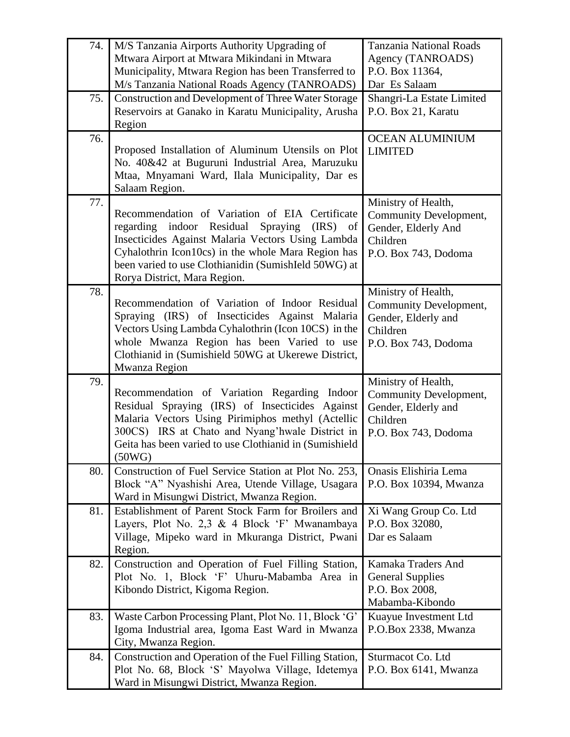| | | |
|---|---|---|
| 74. | M/S Tanzania Airports Authority Upgrading of Mtwara Airport at Mtwara Mikindani in Mtwara Municipality, Mtwara Region has been Transferred to M/s Tanzania National Roads Agency (TANROADS) | Tanzania National Roads Agency (TANROADS) P.O. Box 11364, Dar Es Salaam |
| 75. | Construction and Development of Three Water Storage Reservoirs at Ganako in Karatu Municipality, Arusha Region | Shangri-La Estate Limited P.O. Box 21, Karatu |
| 76. | Proposed Installation of Aluminum Utensils on Plot No. 40&42 at Buguruni Industrial Area, Maruzuku Mtaa, Mnyamani Ward, Ilala Municipality, Dar es Salaam Region. | OCEAN ALUMINIUM LIMITED |
| 77. | Recommendation of Variation of EIA Certificate regarding indoor Residual Spraying (IRS) of Insecticides Against Malaria Vectors Using Lambda Cyhalothrin Icon10cs) in the whole Mara Region has been varied to use Clothianidin (SumishIeld 50WG) at Rorya District, Mara Region. | Ministry of Health, Community Development, Gender, Elderly And Children P.O. Box 743, Dodoma |
| 78. | Recommendation of Variation of Indoor Residual Spraying (IRS) of Insecticides Against Malaria Vectors Using Lambda Cyhalothrin (Icon 10CS) in the whole Mwanza Region has been Varied to use Clothianid in (Sumishield 50WG at Ukerewe District, Mwanza Region | Ministry of Health, Community Development, Gender, Elderly and Children P.O. Box 743, Dodoma |
| 79. | Recommendation of Variation Regarding Indoor Residual Spraying (IRS) of Insecticides Against Malaria Vectors Using Pirimiphos methyl (Actellic 300CS) IRS at Chato and Nyang'hwale District in Geita has been varied to use Clothianid in (Sumishield (50WG) | Ministry of Health, Community Development, Gender, Elderly and Children P.O. Box 743, Dodoma |
| 80. | Construction of Fuel Service Station at Plot No. 253, Block "A" Nyashishi Area, Utende Village, Usagara Ward in Misungwi District, Mwanza Region. | Onasis Elishiria Lema P.O. Box 10394, Mwanza |
| 81. | Establishment of Parent Stock Farm for Broilers and Layers, Plot No. 2,3 & 4 Block 'F' Mwanambaya Village, Mipeko ward in Mkuranga District, Pwani Region. | Xi Wang Group Co. Ltd P.O. Box 32080, Dar es Salaam |
| 82. | Construction and Operation of Fuel Filling Station, Plot No. 1, Block 'F' Uhuru-Mabamba Area in Kibondo District, Kigoma Region. | Kamaka Traders And General Supplies P.O. Box 2008, Mabamba-Kibondo |
| 83. | Waste Carbon Processing Plant, Plot No. 11, Block 'G' Igoma Industrial area, Igoma East Ward in Mwanza City, Mwanza Region. | Kuayue Investment Ltd P.O.Box 2338, Mwanza |
| 84. | Construction and Operation of the Fuel Filling Station, Plot No. 68, Block 'S' Mayolwa Village, Idetemya Ward in Misungwi District, Mwanza Region. | Sturmacot Co. Ltd P.O. Box 6141, Mwanza |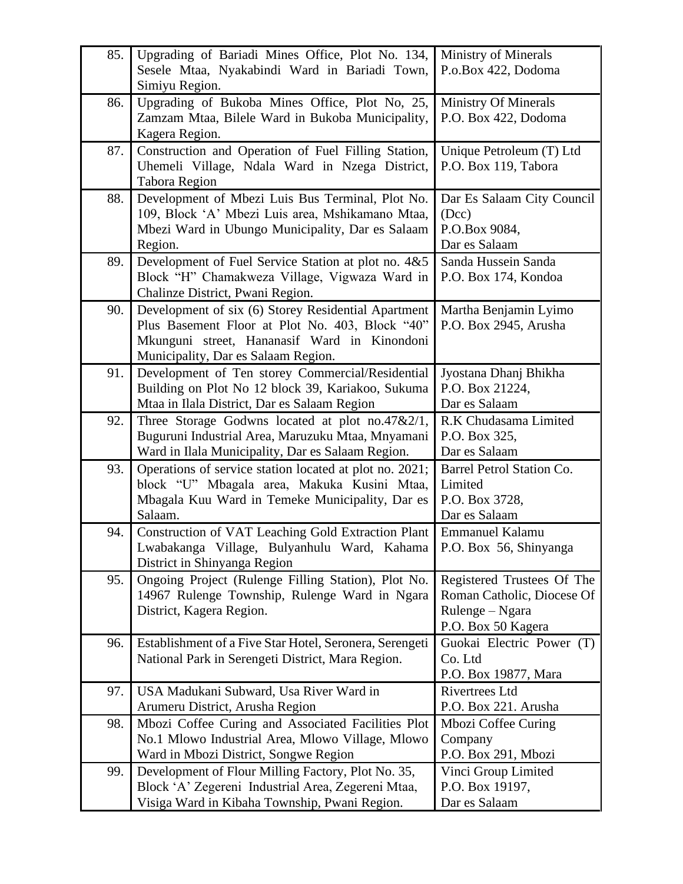| | | |
|---|---|---|
| 85. | Upgrading of Bariadi Mines Office, Plot No. 134, Sesele Mtaa, Nyakabindi Ward in Bariadi Town, Simiyu Region. | Ministry of Minerals<br>P.o.Box 422, Dodoma |
| 86. | Upgrading of Bukoba Mines Office, Plot No, 25, Zamzam Mtaa, Bilele Ward in Bukoba Municipality, Kagera Region. | Ministry Of Minerals<br>P.O. Box 422, Dodoma |
| 87. | Construction and Operation of Fuel Filling Station, Uhemeli Village, Ndala Ward in Nzega District, Tabora Region | Unique Petroleum (T) Ltd<br>P.O. Box 119, Tabora |
| 88. | Development of Mbezi Luis Bus Terminal, Plot No. 109, Block 'A' Mbezi Luis area, Mshikamano Mtaa, Mbezi Ward in Ubungo Municipality, Dar es Salaam Region. | Dar Es Salaam City Council (Dcc)<br>P.O.Box 9084,<br>Dar es Salaam |
| 89. | Development of Fuel Service Station at plot no. 4&5 Block "H" Chamakweza Village, Vigwaza Ward in Chalinze District, Pwani Region. | Sanda Hussein Sanda<br>P.O. Box 174, Kondoa |
| 90. | Development of six (6) Storey Residential Apartment Plus Basement Floor at Plot No. 403, Block "40" Mkunguni street, Hananasif Ward in Kinondoni Municipality, Dar es Salaam Region. | Martha Benjamin Lyimo<br>P.O. Box 2945, Arusha |
| 91. | Development of Ten storey Commercial/Residential Building on Plot No 12 block 39, Kariakoo, Sukuma Mtaa in Ilala District, Dar es Salaam Region | Jyostana Dhanj Bhikha<br>P.O. Box 21224,<br>Dar es Salaam |
| 92. | Three Storage Godwns located at plot no.47&2/1, Buguruni Industrial Area, Maruzuku Mtaa, Mnyamani Ward in Ilala Municipality, Dar es Salaam Region. | R.K Chudasama Limited<br>P.O. Box 325,<br>Dar es Salaam |
| 93. | Operations of service station located at plot no. 2021; block "U" Mbagala area, Makuka Kusini Mtaa, Mbagala Kuu Ward in Temeke Municipality, Dar es Salaam. | Barrel Petrol Station Co. Limited<br>P.O. Box 3728,<br>Dar es Salaam |
| 94. | Construction of VAT Leaching Gold Extraction Plant Lwabakanga Village, Bulyanhulu Ward, Kahama District in Shinyanga Region | Emmanuel Kalamu<br>P.O. Box 56, Shinyanga |
| 95. | Ongoing Project (Rulenge Filling Station), Plot No. 14967 Rulenge Township, Rulenge Ward in Ngara District, Kagera Region. | Registered Trustees Of The Roman Catholic, Diocese Of Rulenge – Ngara<br>P.O. Box 50 Kagera |
| 96. | Establishment of a Five Star Hotel, Seronera, Serengeti National Park in Serengeti District, Mara Region. | Guokai Electric Power (T) Co. Ltd<br>P.O. Box 19877, Mara |
| 97. | USA Madukani Subward, Usa River Ward in Arumeru District, Arusha Region | Rivertrees Ltd<br>P.O. Box 221. Arusha |
| 98. | Mbozi Coffee Curing and Associated Facilities Plot No.1 Mlowo Industrial Area, Mlowo Village, Mlowo Ward in Mbozi District, Songwe Region | Mbozi Coffee Curing Company<br>P.O. Box 291, Mbozi |
| 99. | Development of Flour Milling Factory, Plot No. 35, Block 'A' Zegereni Industrial Area, Zegereni Mtaa, Visiga Ward in Kibaha Township, Pwani Region. | Vinci Group Limited<br>P.O. Box 19197,<br>Dar es Salaam |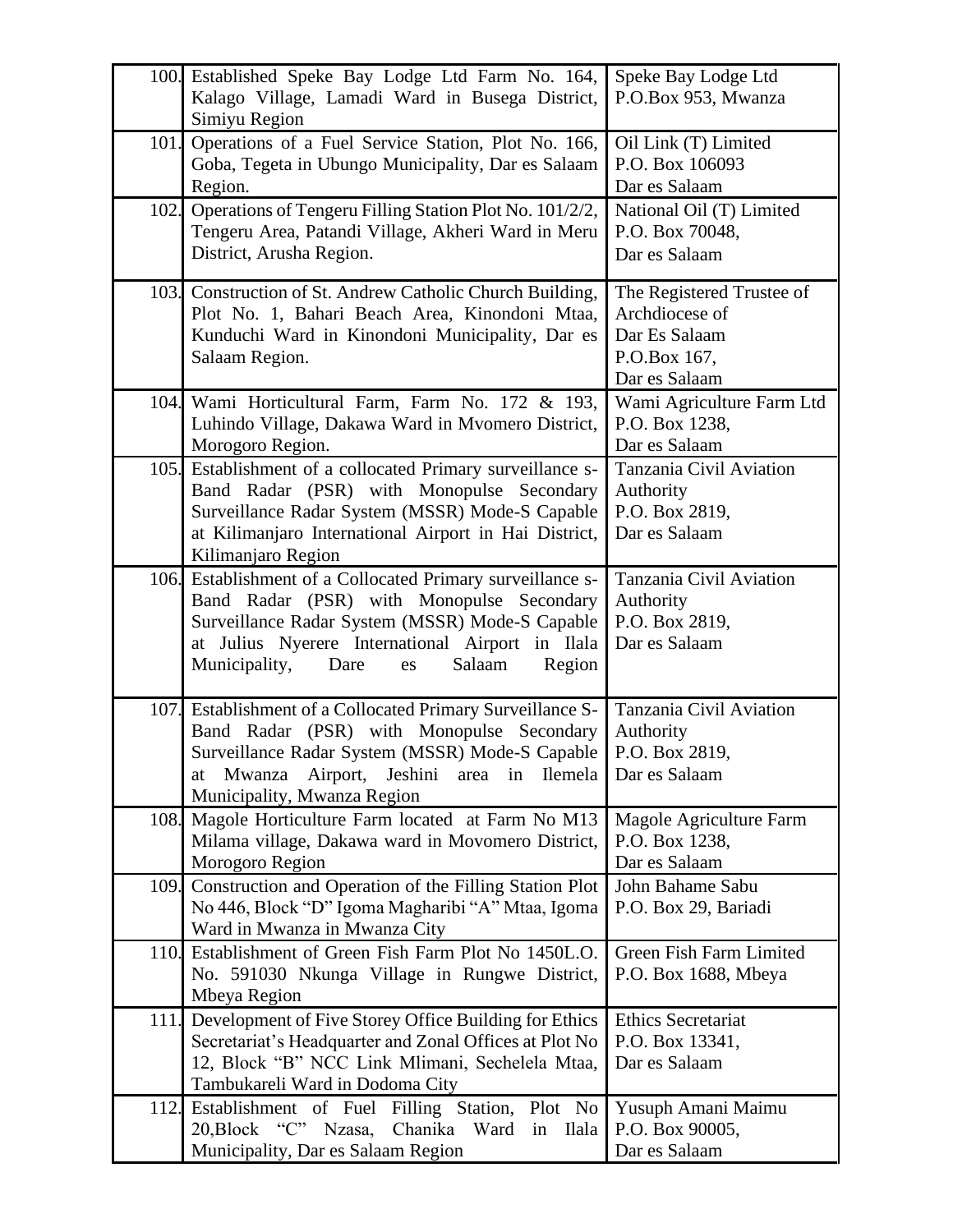| | | |
|---|---|---|
| 100. | Established Speke Bay Lodge Ltd Farm No. 164, Kalago Village, Lamadi Ward in Busega District, Simiyu Region | Speke Bay Lodge Ltd P.O.Box 953, Mwanza |
| 101. | Operations of a Fuel Service Station, Plot No. 166, Goba, Tegeta in Ubungo Municipality, Dar es Salaam Region. | Oil Link (T) Limited P.O. Box 106093 Dar es Salaam |
| 102. | Operations of Tengeru Filling Station Plot No. 101/2/2, Tengeru Area, Patandi Village, Akheri Ward in Meru District, Arusha Region. | National Oil (T) Limited P.O. Box 70048, Dar es Salaam |
| 103. | Construction of St. Andrew Catholic Church Building, Plot No. 1, Bahari Beach Area, Kinondoni Mtaa, Kunduchi Ward in Kinondoni Municipality, Dar es Salaam Region. | The Registered Trustee of Archdiocese of Dar Es Salaam P.O.Box 167, Dar es Salaam |
| 104. | Wami Horticultural Farm, Farm No. 172 & 193, Luhindo Village, Dakawa Ward in Mvomero District, Morogoro Region. | Wami Agriculture Farm Ltd P.O. Box 1238, Dar es Salaam |
| 105. | Establishment of a collocated Primary surveillance s-Band Radar (PSR) with Monopulse Secondary Surveillance Radar System (MSSR) Mode-S Capable at Kilimanjaro International Airport in Hai District, Kilimanjaro Region | Tanzania Civil Aviation Authority P.O. Box 2819, Dar es Salaam |
| 106. | Establishment of a Collocated Primary surveillance s-Band Radar (PSR) with Monopulse Secondary Surveillance Radar System (MSSR) Mode-S Capable at Julius Nyerere International Airport in Ilala Municipality, Dare es Salaam Region | Tanzania Civil Aviation Authority P.O. Box 2819, Dar es Salaam |
| 107. | Establishment of a Collocated Primary Surveillance S-Band Radar (PSR) with Monopulse Secondary Surveillance Radar System (MSSR) Mode-S Capable at Mwanza Airport, Jeshini area in Ilemela Municipality, Mwanza Region | Tanzania Civil Aviation Authority P.O. Box 2819, Dar es Salaam |
| 108. | Magole Horticulture Farm located at Farm No M13 Milama village, Dakawa ward in Movomero District, Morogoro Region | Magole Agriculture Farm P.O. Box 1238, Dar es Salaam |
| 109. | Construction and Operation of the Filling Station Plot No 446, Block "D" Igoma Magharibi "A" Mtaa, Igoma Ward in Mwanza in Mwanza City | John Bahame Sabu P.O. Box 29, Bariadi |
| 110. | Establishment of Green Fish Farm Plot No 1450L.O. No. 591030 Nkunga Village in Rungwe District, Mbeya Region | Green Fish Farm Limited P.O. Box 1688, Mbeya |
| 111. | Development of Five Storey Office Building for Ethics Secretariat's Headquarter and Zonal Offices at Plot No 12, Block "B" NCC Link Mlimani, Sechelela Mtaa, Tambukareli Ward in Dodoma City | Ethics Secretariat P.O. Box 13341, Dar es Salaam |
| 112. | Establishment of Fuel Filling Station, Plot No 20,Block "C" Nzasa, Chanika Ward in Ilala Municipality, Dar es Salaam Region | Yusuph Amani Maimu P.O. Box 90005, Dar es Salaam |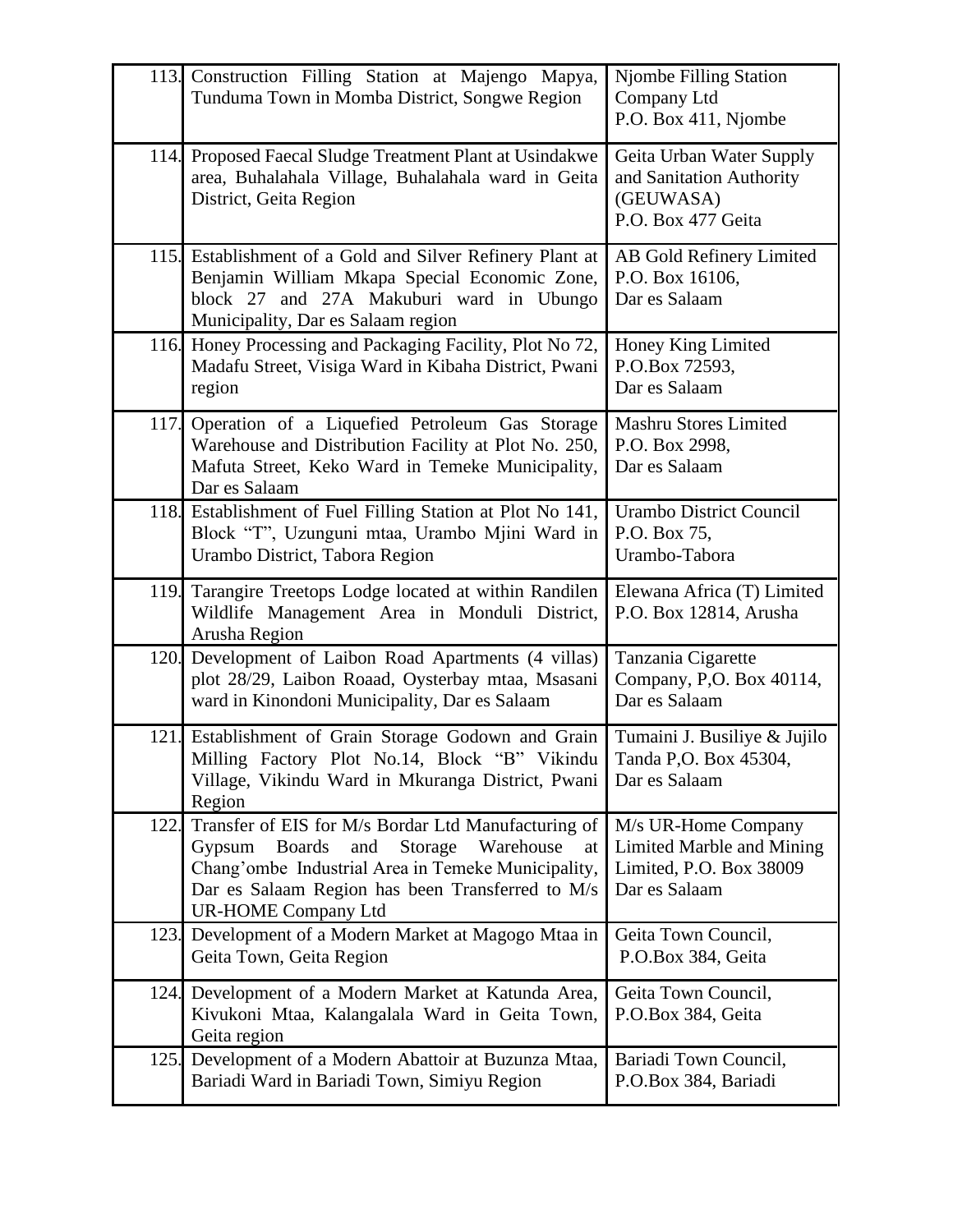| 113. | Construction Filling Station at Majengo Mapya, Tunduma Town in Momba District, Songwe Region | Njombe Filling Station Company Ltd P.O. Box 411, Njombe |
|---|---|---|
| 114. | Proposed Faecal Sludge Treatment Plant at Usindakwe area, Buhalahala Village, Buhalahala ward in Geita District, Geita Region | Geita Urban Water Supply and Sanitation Authority (GEUWASA) P.O. Box 477 Geita |
| 115. | Establishment of a Gold and Silver Refinery Plant at Benjamin William Mkapa Special Economic Zone, block 27 and 27A Makuburi ward in Ubungo Municipality, Dar es Salaam region | AB Gold Refinery Limited P.O. Box 16106, Dar es Salaam |
| 116. | Honey Processing and Packaging Facility, Plot No 72, Madafu Street, Visiga Ward in Kibaha District, Pwani region | Honey King Limited P.O.Box 72593, Dar es Salaam |
| 117. | Operation of a Liquefied Petroleum Gas Storage Warehouse and Distribution Facility at Plot No. 250, Mafuta Street, Keko Ward in Temeke Municipality, Dar es Salaam | Mashru Stores Limited P.O. Box 2998, Dar es Salaam |
| 118. | Establishment of Fuel Filling Station at Plot No 141, Block "T", Uzunguni mtaa, Urambo Mjini Ward in Urambo District, Tabora Region | Urambo District Council P.O. Box 75, Urambo-Tabora |
| 119. | Tarangire Treetops Lodge located at within Randilen Wildlife Management Area in Monduli District, Arusha Region | Elewana Africa (T) Limited P.O. Box 12814, Arusha |
| 120. | Development of Laibon Road Apartments (4 villas) plot 28/29, Laibon Roaad, Oysterbay mtaa, Msasani ward in Kinondoni Municipality, Dar es Salaam | Tanzania Cigarette Company, P,O. Box 40114, Dar es Salaam |
| 121. | Establishment of Grain Storage Godown and Grain Milling Factory Plot No.14, Block "B" Vikindu Village, Vikindu Ward in Mkuranga District, Pwani Region | Tumaini J. Busiliye & Jujilo Tanda P,O. Box 45304, Dar es Salaam |
| 122. | Transfer of EIS for M/s Bordar Ltd Manufacturing of Gypsum Boards and Storage Warehouse at Chang'ombe Industrial Area in Temeke Municipality, Dar es Salaam Region has been Transferred to M/s UR-HOME Company Ltd | M/s UR-Home Company Limited Marble and Mining Limited, P.O. Box 38009 Dar es Salaam |
| 123. | Development of a Modern Market at Magogo Mtaa in Geita Town, Geita Region | Geita Town Council, P.O.Box 384, Geita |
| 124. | Development of a Modern Market at Katunda Area, Kivukoni Mtaa, Kalangalala Ward in Geita Town, Geita region | Geita Town Council, P.O.Box 384, Geita |
| 125. | Development of a Modern Abattoir at Buzunza Mtaa, Bariadi Ward in Bariadi Town, Simiyu Region | Bariadi Town Council, P.O.Box 384, Bariadi |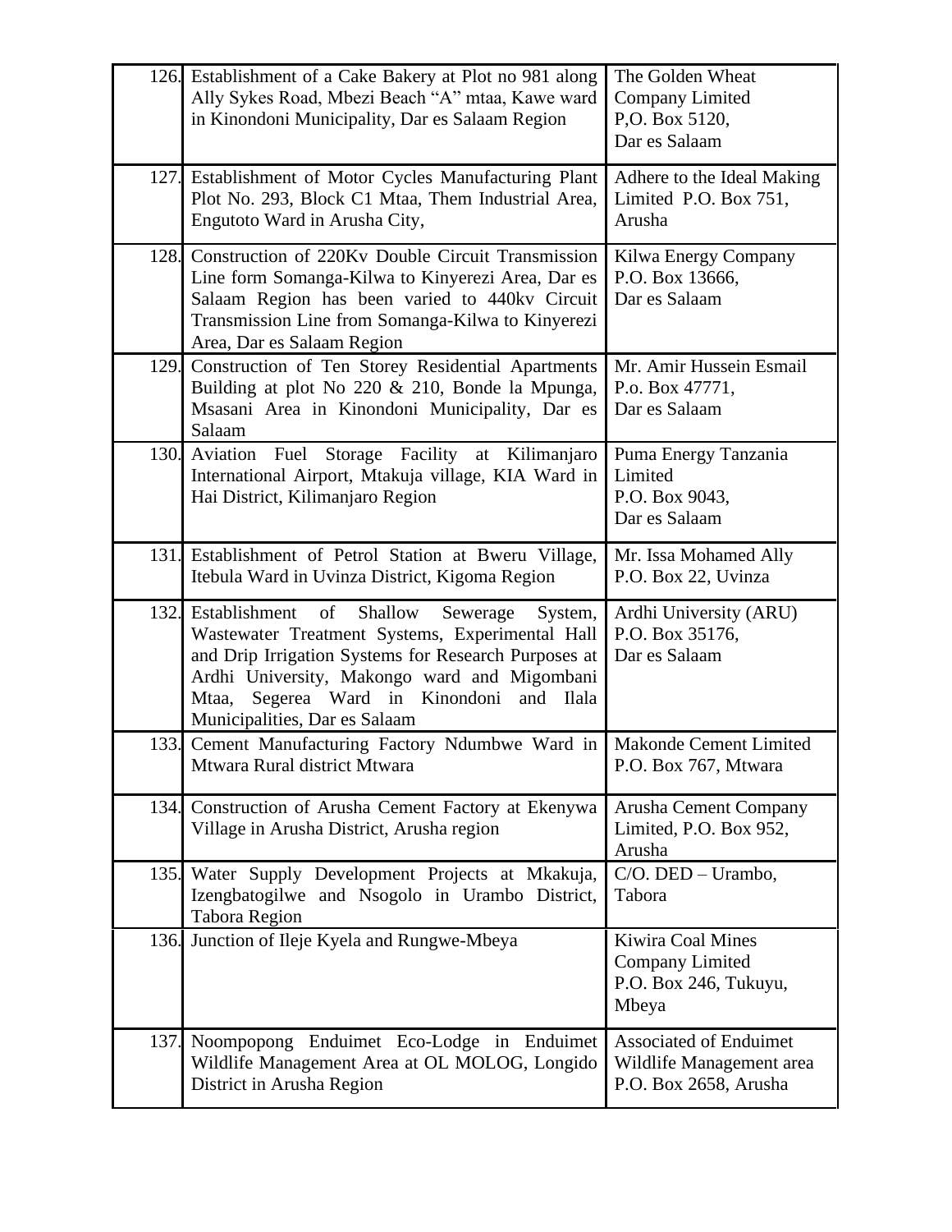| | | |
|---|---|---|
| 126. | Establishment of a Cake Bakery at Plot no 981 along Ally Sykes Road, Mbezi Beach "A" mtaa, Kawe ward in Kinondoni Municipality, Dar es Salaam Region | The Golden Wheat Company Limited P,O. Box 5120, Dar es Salaam |
| 127. | Establishment of Motor Cycles Manufacturing Plant Plot No. 293, Block C1 Mtaa, Them Industrial Area, Engutoto Ward in Arusha City, | Adhere to the Ideal Making Limited P.O. Box 751, Arusha |
| 128. | Construction of 220Kv Double Circuit Transmission Line form Somanga-Kilwa to Kinyerezi Area, Dar es Salaam Region has been varied to 440kv Circuit Transmission Line from Somanga-Kilwa to Kinyerezi Area, Dar es Salaam Region | Kilwa Energy Company P.O. Box 13666, Dar es Salaam |
| 129. | Construction of Ten Storey Residential Apartments Building at plot No 220 & 210, Bonde la Mpunga, Msasani Area in Kinondoni Municipality, Dar es Salaam | Mr. Amir Hussein Esmail P.o. Box 47771, Dar es Salaam |
| 130. | Aviation Fuel Storage Facility at Kilimanjaro International Airport, Mtakuja village, KIA Ward in Hai District, Kilimanjaro Region | Puma Energy Tanzania Limited P.O. Box 9043, Dar es Salaam |
| 131. | Establishment of Petrol Station at Bweru Village, Itebula Ward in Uvinza District, Kigoma Region | Mr. Issa Mohamed Ally P.O. Box 22, Uvinza |
| 132. | Establishment of Shallow Sewerage System, Wastewater Treatment Systems, Experimental Hall and Drip Irrigation Systems for Research Purposes at Ardhi University, Makongo ward and Migombani Mtaa, Segerea Ward in Kinondoni and Ilala Municipalities, Dar es Salaam | Ardhi University (ARU) P.O. Box 35176, Dar es Salaam |
| 133. | Cement Manufacturing Factory Ndumbwe Ward in Mtwara Rural district Mtwara | Makonde Cement Limited P.O. Box 767, Mtwara |
| 134. | Construction of Arusha Cement Factory at Ekenywa Village in Arusha District, Arusha region | Arusha Cement Company Limited, P.O. Box 952, Arusha |
| 135. | Water Supply Development Projects at Mkakuja, Izengbatogilwe and Nsogolo in Urambo District, Tabora Region | C/O. DED – Urambo, Tabora |
| 136. | Junction of Ileje Kyela and Rungwe-Mbeya | Kiwira Coal Mines Company Limited P.O. Box 246, Tukuyu, Mbeya |
| 137. | Noompopong Enduimet Eco-Lodge in Enduimet Wildlife Management Area at OL MOLOG, Longido District in Arusha Region | Associated of Enduimet Wildlife Management area P.O. Box 2658, Arusha |